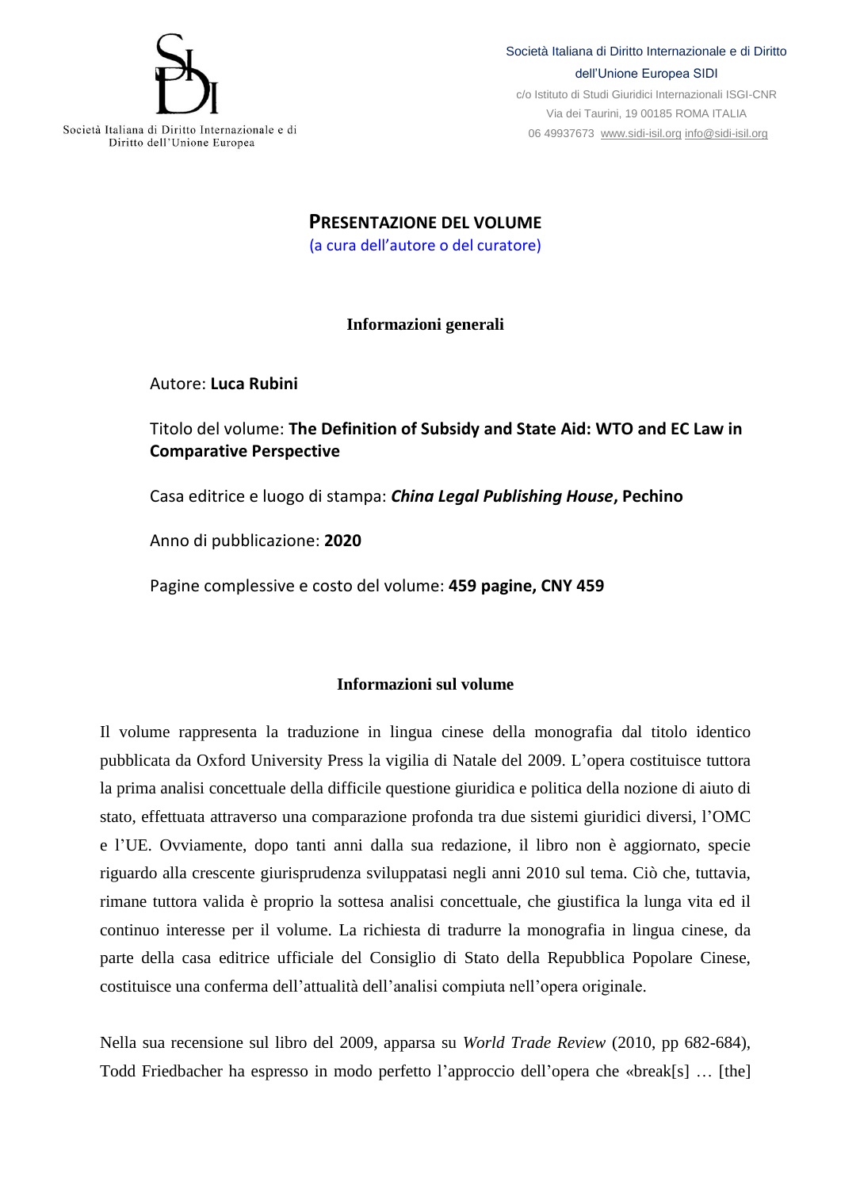Società Italiana di Diritto Internazionale e di Diritto dell'Unione Europea

Società Italiana di Diritto Internazionale e di Diritto dell'Unione Europea SIDI
c/o Istituto di Studi Giuridici Internazionali ISGI-CNR
Via dei Taurini, 19 00185 ROMA ITALIA
06 49937673 www.sidi-isil.org info@sidi-isil.org

# PRESENTAZIONE DEL VOLUME

(a cura dell'autore o del curatore)

## Informazioni generali

Autore: **Luca Rubini**

Titolo del volume: **The Definition of Subsidy and State Aid: WTO and EC Law in Comparative Perspective**

Casa editrice e luogo di stampa: ***China Legal Publishing House*, Pechino**

Anno di pubblicazione: **2020**

Pagine complessive e costo del volume: **459 pagine, CNY 459**

## Informazioni sul volume

Il volume rappresenta la traduzione in lingua cinese della monografia dal titolo identico pubblicata da Oxford University Press la vigilia di Natale del 2009. L'opera costituisce tuttora la prima analisi concettuale della difficile questione giuridica e politica della nozione di aiuto di stato, effettuata attraverso una comparazione profonda tra due sistemi giuridici diversi, l'OMC e l'UE. Ovviamente, dopo tanti anni dalla sua redazione, il libro non è aggiornato, specie riguardo alla crescente giurisprudenza sviluppatasi negli anni 2010 sul tema. Ciò che, tuttavia, rimane tuttora valida è proprio la sottesa analisi concettuale, che giustifica la lunga vita ed il continuo interesse per il volume. La richiesta di tradurre la monografia in lingua cinese, da parte della casa editrice ufficiale del Consiglio di Stato della Repubblica Popolare Cinese, costituisce una conferma dell'attualità dell'analisi compiuta nell'opera originale.

Nella sua recensione sul libro del 2009, apparsa su *World Trade Review* (2010, pp 682-684), Todd Friedbacher ha espresso in modo perfetto l'approccio dell'opera che «break[s] … [the]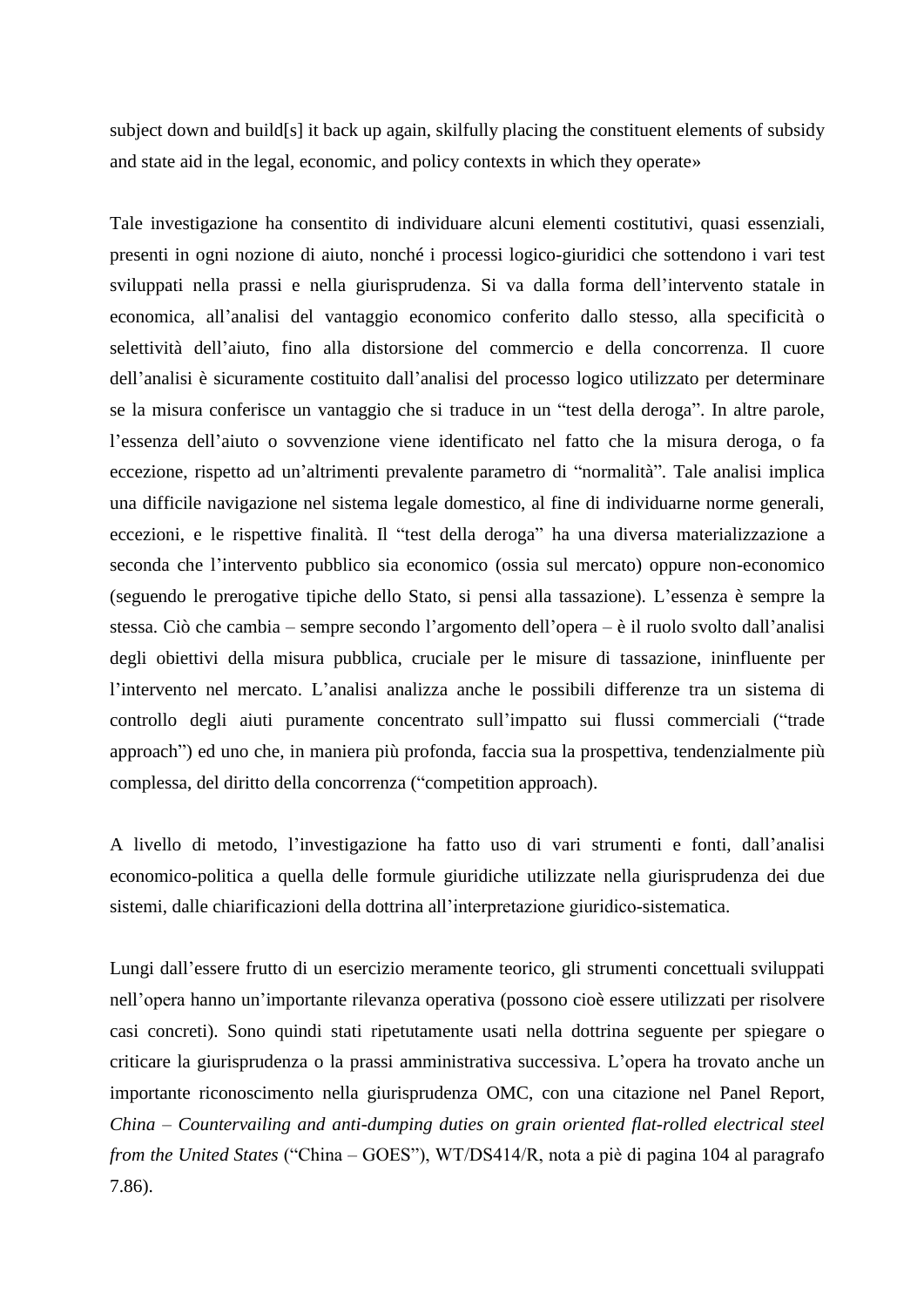subject down and build[s] it back up again, skilfully placing the constituent elements of subsidy and state aid in the legal, economic, and policy contexts in which they operate»

Tale investigazione ha consentito di individuare alcuni elementi costitutivi, quasi essenziali, presenti in ogni nozione di aiuto, nonché i processi logico-giuridici che sottendono i vari test sviluppati nella prassi e nella giurisprudenza. Si va dalla forma dell'intervento statale in economica, all'analisi del vantaggio economico conferito dallo stesso, alla specificità o selettività dell'aiuto, fino alla distorsione del commercio e della concorrenza. Il cuore dell'analisi è sicuramente costituito dall'analisi del processo logico utilizzato per determinare se la misura conferisce un vantaggio che si traduce in un "test della deroga". In altre parole, l'essenza dell'aiuto o sovvenzione viene identificato nel fatto che la misura deroga, o fa eccezione, rispetto ad un'altrimenti prevalente parametro di "normalità". Tale analisi implica una difficile navigazione nel sistema legale domestico, al fine di individuarne norme generali, eccezioni, e le rispettive finalità. Il "test della deroga" ha una diversa materializzazione a seconda che l'intervento pubblico sia economico (ossia sul mercato) oppure non-economico (seguendo le prerogative tipiche dello Stato, si pensi alla tassazione). L'essenza è sempre la stessa. Ciò che cambia – sempre secondo l'argomento dell'opera – è il ruolo svolto dall'analisi degli obiettivi della misura pubblica, cruciale per le misure di tassazione, ininfluente per l'intervento nel mercato. L'analisi analizza anche le possibili differenze tra un sistema di controllo degli aiuti puramente concentrato sull'impatto sui flussi commerciali ("trade approach") ed uno che, in maniera più profonda, faccia sua la prospettiva, tendenzialmente più complessa, del diritto della concorrenza ("competition approach).

A livello di metodo, l'investigazione ha fatto uso di vari strumenti e fonti, dall'analisi economico-politica a quella delle formule giuridiche utilizzate nella giurisprudenza dei due sistemi, dalle chiarificazioni della dottrina all'interpretazione giuridico-sistematica.

Lungi dall'essere frutto di un esercizio meramente teorico, gli strumenti concettuali sviluppati nell'opera hanno un'importante rilevanza operativa (possono cioè essere utilizzati per risolvere casi concreti). Sono quindi stati ripetutamente usati nella dottrina seguente per spiegare o criticare la giurisprudenza o la prassi amministrativa successiva. L'opera ha trovato anche un importante riconoscimento nella giurisprudenza OMC, con una citazione nel Panel Report, *China – Countervailing and anti-dumping duties on grain oriented flat-rolled electrical steel from the United States* ("China – GOES"), WT/DS414/R, nota a piè di pagina 104 al paragrafo 7.86).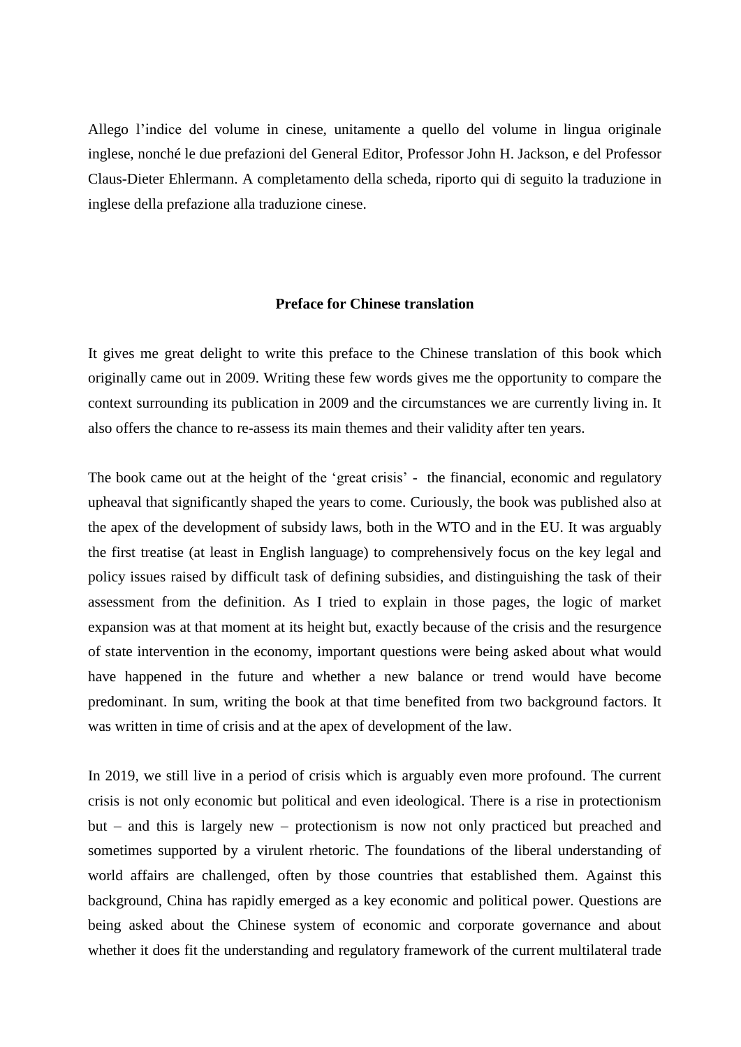Allego l'indice del volume in cinese, unitamente a quello del volume in lingua originale inglese, nonché le due prefazioni del General Editor, Professor John H. Jackson, e del Professor Claus-Dieter Ehlermann. A completamento della scheda, riporto qui di seguito la traduzione in inglese della prefazione alla traduzione cinese.

**Preface for Chinese translation**

It gives me great delight to write this preface to the Chinese translation of this book which originally came out in 2009. Writing these few words gives me the opportunity to compare the context surrounding its publication in 2009 and the circumstances we are currently living in. It also offers the chance to re-assess its main themes and their validity after ten years.

The book came out at the height of the 'great crisis' - the financial, economic and regulatory upheaval that significantly shaped the years to come. Curiously, the book was published also at the apex of the development of subsidy laws, both in the WTO and in the EU. It was arguably the first treatise (at least in English language) to comprehensively focus on the key legal and policy issues raised by difficult task of defining subsidies, and distinguishing the task of their assessment from the definition. As I tried to explain in those pages, the logic of market expansion was at that moment at its height but, exactly because of the crisis and the resurgence of state intervention in the economy, important questions were being asked about what would have happened in the future and whether a new balance or trend would have become predominant. In sum, writing the book at that time benefited from two background factors. It was written in time of crisis and at the apex of development of the law.

In 2019, we still live in a period of crisis which is arguably even more profound. The current crisis is not only economic but political and even ideological. There is a rise in protectionism but – and this is largely new – protectionism is now not only practiced but preached and sometimes supported by a virulent rhetoric. The foundations of the liberal understanding of world affairs are challenged, often by those countries that established them. Against this background, China has rapidly emerged as a key economic and political power. Questions are being asked about the Chinese system of economic and corporate governance and about whether it does fit the understanding and regulatory framework of the current multilateral trade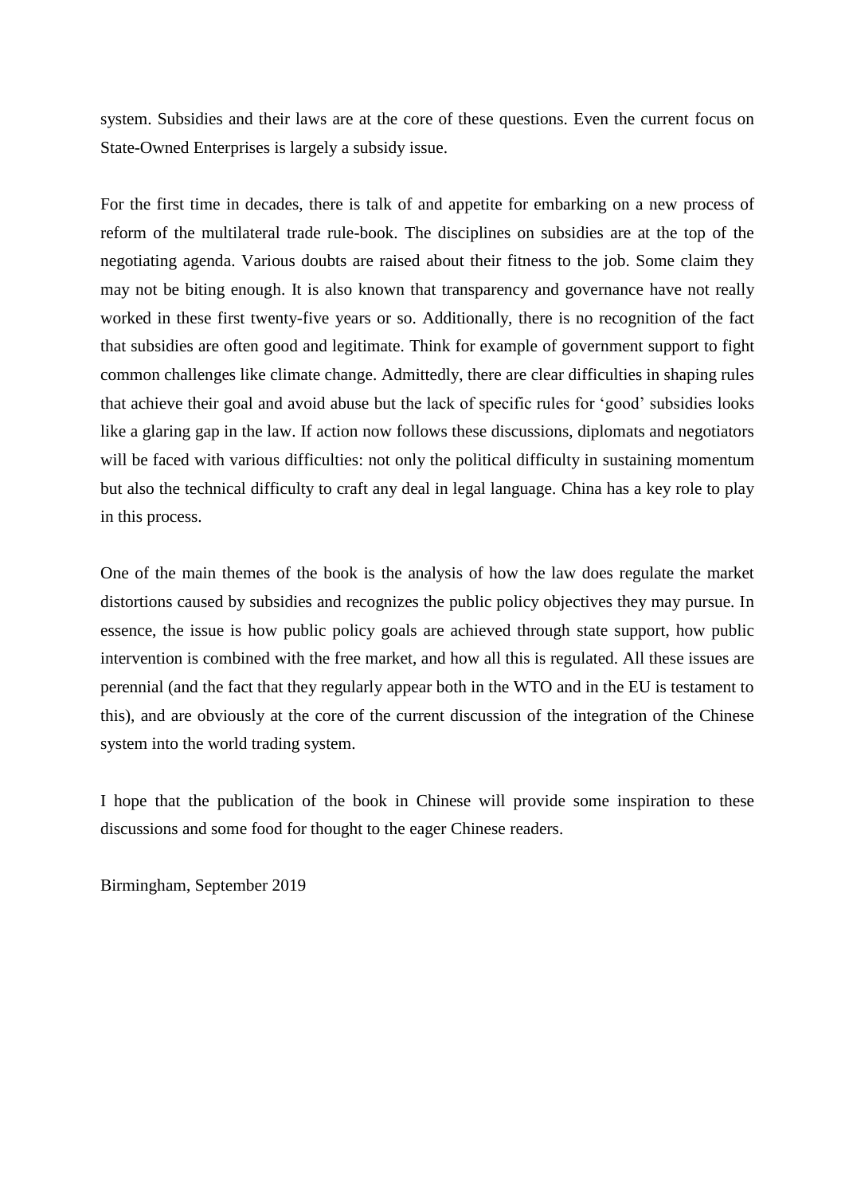system. Subsidies and their laws are at the core of these questions. Even the current focus on State-Owned Enterprises is largely a subsidy issue.

For the first time in decades, there is talk of and appetite for embarking on a new process of reform of the multilateral trade rule-book. The disciplines on subsidies are at the top of the negotiating agenda. Various doubts are raised about their fitness to the job. Some claim they may not be biting enough. It is also known that transparency and governance have not really worked in these first twenty-five years or so. Additionally, there is no recognition of the fact that subsidies are often good and legitimate. Think for example of government support to fight common challenges like climate change. Admittedly, there are clear difficulties in shaping rules that achieve their goal and avoid abuse but the lack of specific rules for 'good' subsidies looks like a glaring gap in the law. If action now follows these discussions, diplomats and negotiators will be faced with various difficulties: not only the political difficulty in sustaining momentum but also the technical difficulty to craft any deal in legal language. China has a key role to play in this process.

One of the main themes of the book is the analysis of how the law does regulate the market distortions caused by subsidies and recognizes the public policy objectives they may pursue. In essence, the issue is how public policy goals are achieved through state support, how public intervention is combined with the free market, and how all this is regulated. All these issues are perennial (and the fact that they regularly appear both in the WTO and in the EU is testament to this), and are obviously at the core of the current discussion of the integration of the Chinese system into the world trading system.

I hope that the publication of the book in Chinese will provide some inspiration to these discussions and some food for thought to the eager Chinese readers.

Birmingham, September 2019